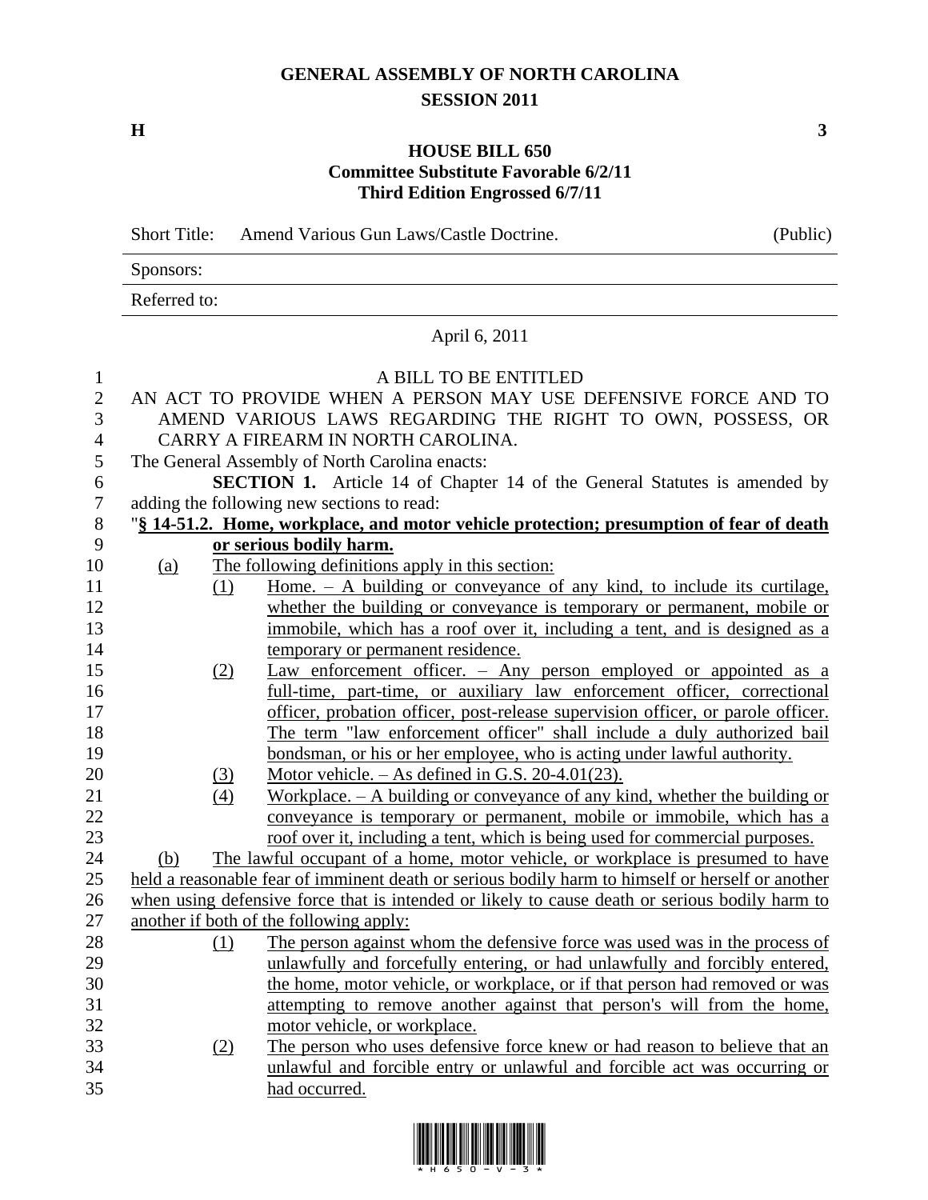# GENERAL ASSEMBLY OF NORTH CAROLINA
## SESSION 2011

**H** **3**

## HOUSE BILL 650
### Committee Substitute Favorable 6/2/11
### Third Edition Engrossed 6/7/11

Short Title: Amend Various Gun Laws/Castle Doctrine. (Public)

Sponsors:

Referred to:

April 6, 2011

A BILL TO BE ENTITLED

AN ACT TO PROVIDE WHEN A PERSON MAY USE DEFENSIVE FORCE AND TO AMEND VARIOUS LAWS REGARDING THE RIGHT TO OWN, POSSESS, OR CARRY A FIREARM IN NORTH CAROLINA.

The General Assembly of North Carolina enacts:

**SECTION 1.** Article 14 of Chapter 14 of the General Statutes is amended by adding the following new sections to read:

"**§ 14-51.2. Home, workplace, and motor vehicle protection; presumption of fear of death or serious bodily harm.**

(a) The following definitions apply in this section:

(1) Home. – A building or conveyance of any kind, to include its curtilage, whether the building or conveyance is temporary or permanent, mobile or immobile, which has a roof over it, including a tent, and is designed as a temporary or permanent residence.

(2) Law enforcement officer. – Any person employed or appointed as a full-time, part-time, or auxiliary law enforcement officer, correctional officer, probation officer, post-release supervision officer, or parole officer. The term "law enforcement officer" shall include a duly authorized bail bondsman, or his or her employee, who is acting under lawful authority.

(3) Motor vehicle. – As defined in G.S. 20-4.01(23).

(4) Workplace. – A building or conveyance of any kind, whether the building or conveyance is temporary or permanent, mobile or immobile, which has a roof over it, including a tent, which is being used for commercial purposes.

(b) The lawful occupant of a home, motor vehicle, or workplace is presumed to have held a reasonable fear of imminent death or serious bodily harm to himself or herself or another when using defensive force that is intended or likely to cause death or serious bodily harm to another if both of the following apply:

(1) The person against whom the defensive force was used was in the process of unlawfully and forcefully entering, or had unlawfully and forcibly entered, the home, motor vehicle, or workplace, or if that person had removed or was attempting to remove another against that person's will from the home, motor vehicle, or workplace.

(2) The person who uses defensive force knew or had reason to believe that an unlawful and forcible entry or unlawful and forcible act was occurring or had occurred.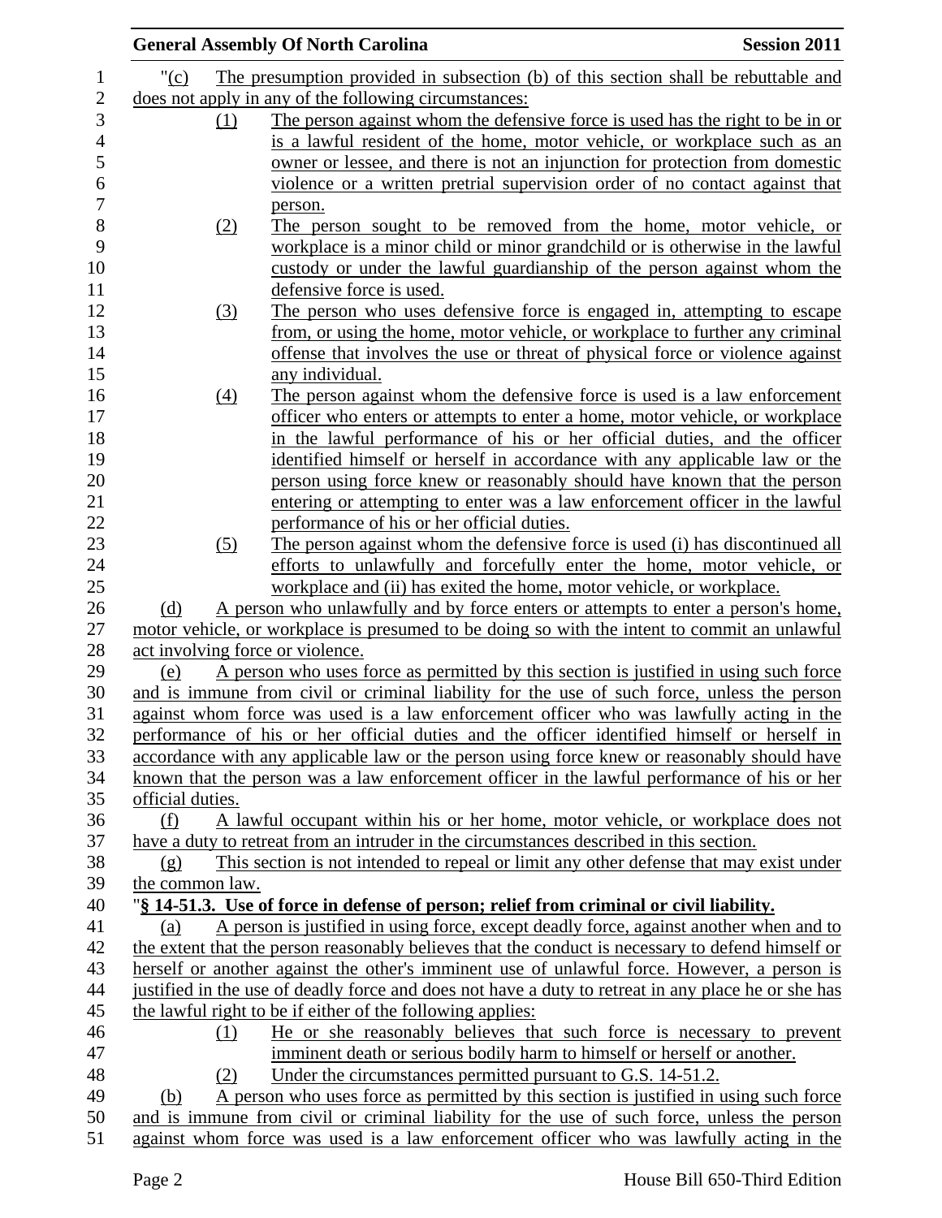"(c) The presumption provided in subsection (b) of this section shall be rebuttable and does not apply in any of the following circumstances:

(1) The person against whom the defensive force is used has the right to be in or is a lawful resident of the home, motor vehicle, or workplace such as an owner or lessee, and there is not an injunction for protection from domestic violence or a written pretrial supervision order of no contact against that person.

(2) The person sought to be removed from the home, motor vehicle, or workplace is a minor child or minor grandchild or is otherwise in the lawful custody or under the lawful guardianship of the person against whom the defensive force is used.

(3) The person who uses defensive force is engaged in, attempting to escape from, or using the home, motor vehicle, or workplace to further any criminal offense that involves the use or threat of physical force or violence against any individual.

(4) The person against whom the defensive force is used is a law enforcement officer who enters or attempts to enter a home, motor vehicle, or workplace in the lawful performance of his or her official duties, and the officer identified himself or herself in accordance with any applicable law or the person using force knew or reasonably should have known that the person entering or attempting to enter was a law enforcement officer in the lawful performance of his or her official duties.

(5) The person against whom the defensive force is used (i) has discontinued all efforts to unlawfully and forcefully enter the home, motor vehicle, or workplace and (ii) has exited the home, motor vehicle, or workplace.

(d) A person who unlawfully and by force enters or attempts to enter a person's home, motor vehicle, or workplace is presumed to be doing so with the intent to commit an unlawful act involving force or violence.

(e) A person who uses force as permitted by this section is justified in using such force and is immune from civil or criminal liability for the use of such force, unless the person against whom force was used is a law enforcement officer who was lawfully acting in the performance of his or her official duties and the officer identified himself or herself in accordance with any applicable law or the person using force knew or reasonably should have known that the person was a law enforcement officer in the lawful performance of his or her official duties.

(f) A lawful occupant within his or her home, motor vehicle, or workplace does not have a duty to retreat from an intruder in the circumstances described in this section.

(g) This section is not intended to repeal or limit any other defense that may exist under the common law.

"**§ 14-51.3. Use of force in defense of person; relief from criminal or civil liability.**

(a) A person is justified in using force, except deadly force, against another when and to the extent that the person reasonably believes that the conduct is necessary to defend himself or herself or another against the other's imminent use of unlawful force. However, a person is justified in the use of deadly force and does not have a duty to retreat in any place he or she has the lawful right to be if either of the following applies:

(1) He or she reasonably believes that such force is necessary to prevent imminent death or serious bodily harm to himself or herself or another.

(2) Under the circumstances permitted pursuant to G.S. 14-51.2.

(b) A person who uses force as permitted by this section is justified in using such force and is immune from civil or criminal liability for the use of such force, unless the person against whom force was used is a law enforcement officer who was lawfully acting in the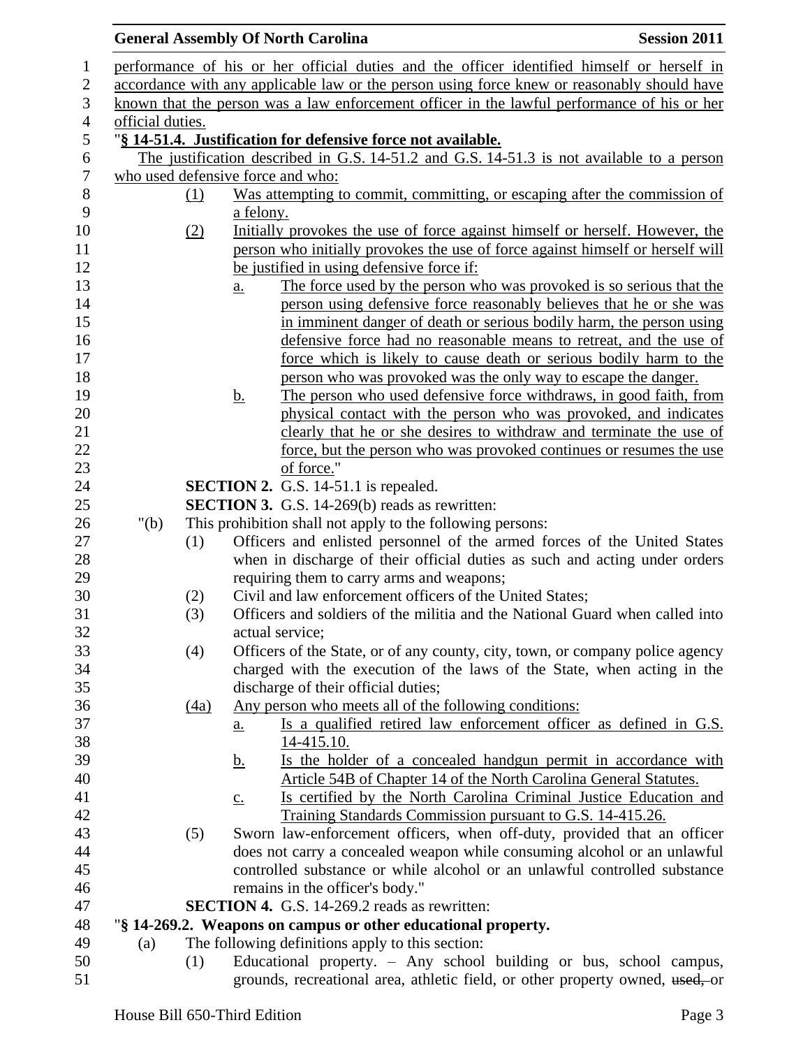performance of his or her official duties and the officer identified himself or herself in accordance with any applicable law or the person using force knew or reasonably should have known that the person was a law enforcement officer in the lawful performance of his or her official duties.

"**§ 14-51.4. Justification for defensive force not available.**

The justification described in G.S. 14-51.2 and G.S. 14-51.3 is not available to a person who used defensive force and who:

(1) Was attempting to commit, committing, or escaping after the commission of a felony.

(2) Initially provokes the use of force against himself or herself. However, the person who initially provokes the use of force against himself or herself will be justified in using defensive force if:

a. The force used by the person who was provoked is so serious that the person using defensive force reasonably believes that he or she was in imminent danger of death or serious bodily harm, the person using defensive force had no reasonable means to retreat, and the use of force which is likely to cause death or serious bodily harm to the person who was provoked was the only way to escape the danger.

b. The person who used defensive force withdraws, in good faith, from physical contact with the person who was provoked, and indicates clearly that he or she desires to withdraw and terminate the use of force, but the person who was provoked continues or resumes the use of force."

**SECTION 2.** G.S. 14-51.1 is repealed.

**SECTION 3.** G.S. 14-269(b) reads as rewritten:

"(b) This prohibition shall not apply to the following persons:

(1) Officers and enlisted personnel of the armed forces of the United States when in discharge of their official duties as such and acting under orders requiring them to carry arms and weapons;

(2) Civil and law enforcement officers of the United States;

(3) Officers and soldiers of the militia and the National Guard when called into actual service;

(4) Officers of the State, or of any county, city, town, or company police agency charged with the execution of the laws of the State, when acting in the discharge of their official duties;

(4a) Any person who meets all of the following conditions:

a. Is a qualified retired law enforcement officer as defined in G.S. 14-415.10.

b. Is the holder of a concealed handgun permit in accordance with Article 54B of Chapter 14 of the North Carolina General Statutes.

c. Is certified by the North Carolina Criminal Justice Education and Training Standards Commission pursuant to G.S. 14-415.26.

(5) Sworn law-enforcement officers, when off-duty, provided that an officer does not carry a concealed weapon while consuming alcohol or an unlawful controlled substance or while alcohol or an unlawful controlled substance remains in the officer's body."

**SECTION 4.** G.S. 14-269.2 reads as rewritten:

"**§ 14-269.2. Weapons on campus or other educational property.**

(a) The following definitions apply to this section:

(1) Educational property. – Any school building or bus, school campus, grounds, recreational area, athletic field, or other property owned, ~~used,~~ or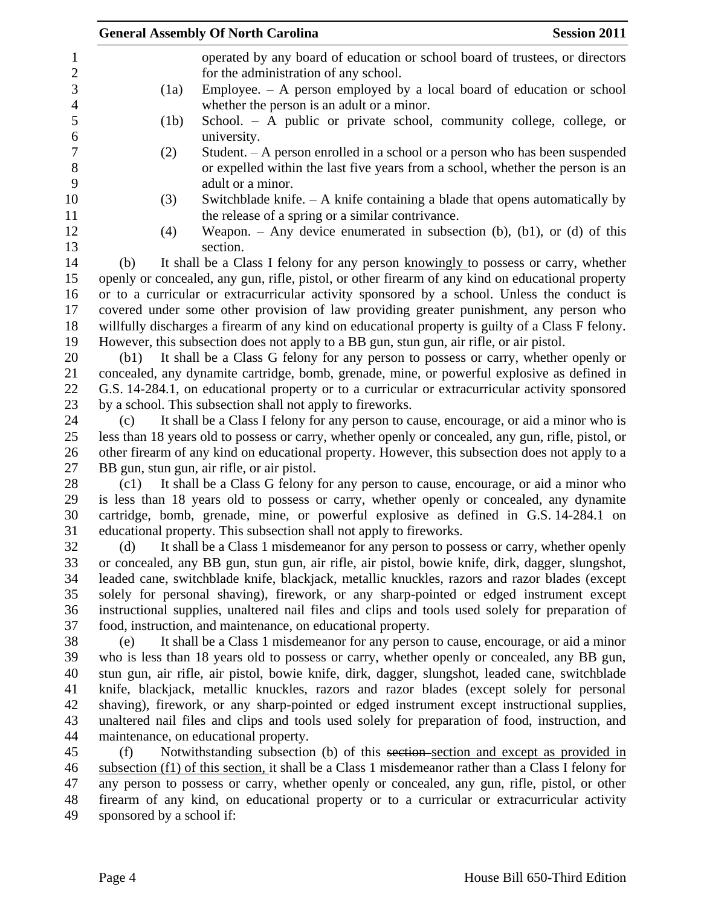operated by any board of education or school board of trustees, or directors for the administration of any school.

(1a) Employee. – A person employed by a local board of education or school whether the person is an adult or a minor.

(1b) School. – A public or private school, community college, college, or university.

(2) Student. – A person enrolled in a school or a person who has been suspended or expelled within the last five years from a school, whether the person is an adult or a minor.

(3) Switchblade knife. – A knife containing a blade that opens automatically by the release of a spring or a similar contrivance.

(4) Weapon. – Any device enumerated in subsection (b), (b1), or (d) of this section.

(b) It shall be a Class I felony for any person knowingly to possess or carry, whether openly or concealed, any gun, rifle, pistol, or other firearm of any kind on educational property or to a curricular or extracurricular activity sponsored by a school. Unless the conduct is covered under some other provision of law providing greater punishment, any person who willfully discharges a firearm of any kind on educational property is guilty of a Class F felony. However, this subsection does not apply to a BB gun, stun gun, air rifle, or air pistol.

(b1) It shall be a Class G felony for any person to possess or carry, whether openly or concealed, any dynamite cartridge, bomb, grenade, mine, or powerful explosive as defined in G.S. 14-284.1, on educational property or to a curricular or extracurricular activity sponsored by a school. This subsection shall not apply to fireworks.

(c) It shall be a Class I felony for any person to cause, encourage, or aid a minor who is less than 18 years old to possess or carry, whether openly or concealed, any gun, rifle, pistol, or other firearm of any kind on educational property. However, this subsection does not apply to a BB gun, stun gun, air rifle, or air pistol.

(c1) It shall be a Class G felony for any person to cause, encourage, or aid a minor who is less than 18 years old to possess or carry, whether openly or concealed, any dynamite cartridge, bomb, grenade, mine, or powerful explosive as defined in G.S. 14-284.1 on educational property. This subsection shall not apply to fireworks.

(d) It shall be a Class 1 misdemeanor for any person to possess or carry, whether openly or concealed, any BB gun, stun gun, air rifle, air pistol, bowie knife, dirk, dagger, slungshot, leaded cane, switchblade knife, blackjack, metallic knuckles, razors and razor blades (except solely for personal shaving), firework, or any sharp-pointed or edged instrument except instructional supplies, unaltered nail files and clips and tools used solely for preparation of food, instruction, and maintenance, on educational property.

(e) It shall be a Class 1 misdemeanor for any person to cause, encourage, or aid a minor who is less than 18 years old to possess or carry, whether openly or concealed, any BB gun, stun gun, air rifle, air pistol, bowie knife, dirk, dagger, slungshot, leaded cane, switchblade knife, blackjack, metallic knuckles, razors and razor blades (except solely for personal shaving), firework, or any sharp-pointed or edged instrument except instructional supplies, unaltered nail files and clips and tools used solely for preparation of food, instruction, and maintenance, on educational property.

(f) Notwithstanding subsection (b) of this ~~section~~ section and except as provided in subsection (f1) of this section, it shall be a Class 1 misdemeanor rather than a Class I felony for any person to possess or carry, whether openly or concealed, any gun, rifle, pistol, or other firearm of any kind, on educational property or to a curricular or extracurricular activity sponsored by a school if: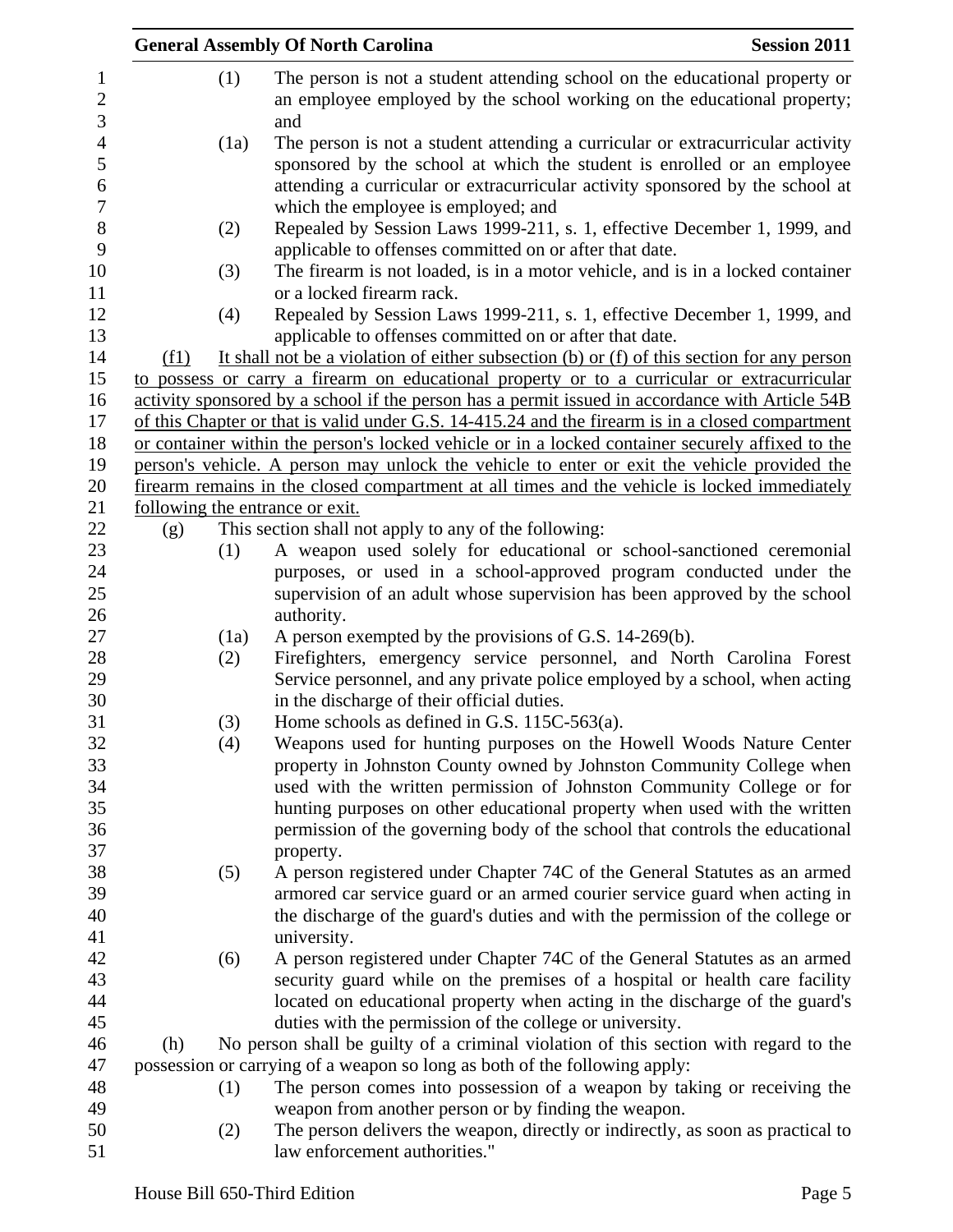(1) The person is not a student attending school on the educational property or an employee employed by the school working on the educational property; and

(1a) The person is not a student attending a curricular or extracurricular activity sponsored by the school at which the student is enrolled or an employee attending a curricular or extracurricular activity sponsored by the school at which the employee is employed; and

(2) Repealed by Session Laws 1999-211, s. 1, effective December 1, 1999, and applicable to offenses committed on or after that date.

(3) The firearm is not loaded, is in a motor vehicle, and is in a locked container or a locked firearm rack.

(4) Repealed by Session Laws 1999-211, s. 1, effective December 1, 1999, and applicable to offenses committed on or after that date.

(f1) It shall not be a violation of either subsection (b) or (f) of this section for any person to possess or carry a firearm on educational property or to a curricular or extracurricular activity sponsored by a school if the person has a permit issued in accordance with Article 54B of this Chapter or that is valid under G.S. 14-415.24 and the firearm is in a closed compartment or container within the person's locked vehicle or in a locked container securely affixed to the person's vehicle. A person may unlock the vehicle to enter or exit the vehicle provided the firearm remains in the closed compartment at all times and the vehicle is locked immediately following the entrance or exit.

(g) This section shall not apply to any of the following:

(1) A weapon used solely for educational or school-sanctioned ceremonial purposes, or used in a school-approved program conducted under the supervision of an adult whose supervision has been approved by the school authority.

(1a) A person exempted by the provisions of G.S. 14-269(b).

(2) Firefighters, emergency service personnel, and North Carolina Forest Service personnel, and any private police employed by a school, when acting in the discharge of their official duties.

(3) Home schools as defined in G.S. 115C-563(a).

(4) Weapons used for hunting purposes on the Howell Woods Nature Center property in Johnston County owned by Johnston Community College when used with the written permission of Johnston Community College or for hunting purposes on other educational property when used with the written permission of the governing body of the school that controls the educational property.

(5) A person registered under Chapter 74C of the General Statutes as an armed armored car service guard or an armed courier service guard when acting in the discharge of the guard's duties and with the permission of the college or university.

(6) A person registered under Chapter 74C of the General Statutes as an armed security guard while on the premises of a hospital or health care facility located on educational property when acting in the discharge of the guard's duties with the permission of the college or university.

(h) No person shall be guilty of a criminal violation of this section with regard to the possession or carrying of a weapon so long as both of the following apply:

(1) The person comes into possession of a weapon by taking or receiving the weapon from another person or by finding the weapon.

(2) The person delivers the weapon, directly or indirectly, as soon as practical to law enforcement authorities."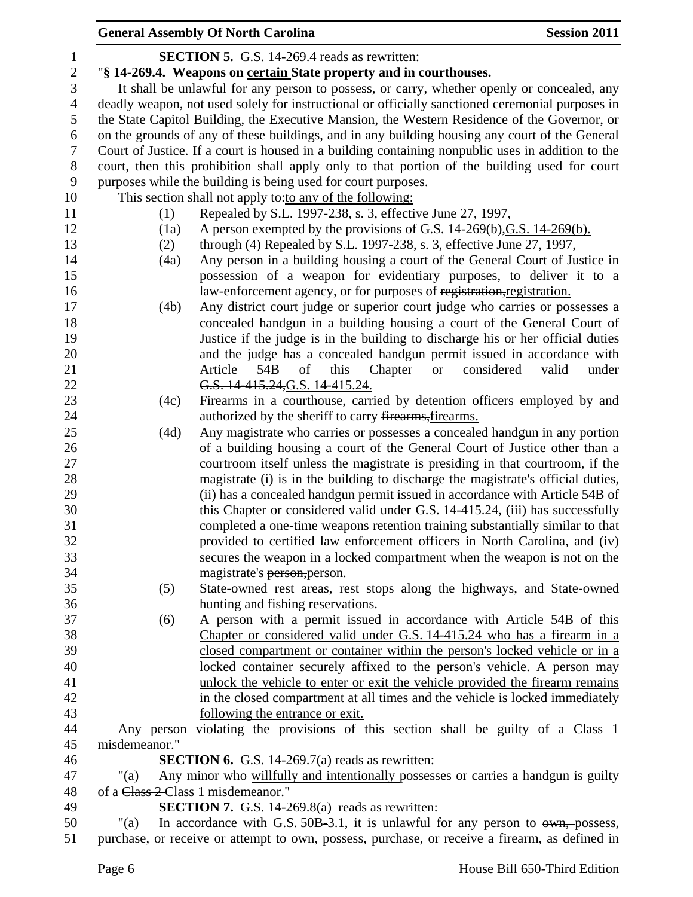**SECTION 5.** G.S. 14-269.4 reads as rewritten:

"**§ 14-269.4. Weapons on certain State property and in courthouses.**

It shall be unlawful for any person to possess, or carry, whether openly or concealed, any deadly weapon, not used solely for instructional or officially sanctioned ceremonial purposes in the State Capitol Building, the Executive Mansion, the Western Residence of the Governor, or on the grounds of any of these buildings, and in any building housing any court of the General Court of Justice. If a court is housed in a building containing nonpublic uses in addition to the court, then this prohibition shall apply only to that portion of the building used for court purposes while the building is being used for court purposes.

This section shall not apply ~~to:~~to any of the following:

- (1) Repealed by S.L. 1997-238, s. 3, effective June 27, 1997,
- (1a) A person exempted by the provisions of ~~G.S. 14-269(b),~~G.S. 14-269(b).
- (2) through (4) Repealed by S.L. 1997-238, s. 3, effective June 27, 1997,
- (4a) Any person in a building housing a court of the General Court of Justice in possession of a weapon for evidentiary purposes, to deliver it to a law-enforcement agency, or for purposes of ~~registration,~~registration.
- (4b) Any district court judge or superior court judge who carries or possesses a concealed handgun in a building housing a court of the General Court of Justice if the judge is in the building to discharge his or her official duties and the judge has a concealed handgun permit issued in accordance with Article 54B of this Chapter or considered valid under ~~G.S. 14-415.24,~~G.S. 14-415.24.
- (4c) Firearms in a courthouse, carried by detention officers employed by and authorized by the sheriff to carry ~~firearms,~~firearms.
- (4d) Any magistrate who carries or possesses a concealed handgun in any portion of a building housing a court of the General Court of Justice other than a courtroom itself unless the magistrate is presiding in that courtroom, if the magistrate (i) is in the building to discharge the magistrate's official duties, (ii) has a concealed handgun permit issued in accordance with Article 54B of this Chapter or considered valid under G.S. 14-415.24, (iii) has successfully completed a one-time weapons retention training substantially similar to that provided to certified law enforcement officers in North Carolina, and (iv) secures the weapon in a locked compartment when the weapon is not on the magistrate's ~~person,~~person.
- (5) State-owned rest areas, rest stops along the highways, and State-owned hunting and fishing reservations.
- <u>(6)</u> <u>A person with a permit issued in accordance with Article 54B of this Chapter or considered valid under G.S. 14-415.24 who has a firearm in a closed compartment or container within the person's locked vehicle or in a locked container securely affixed to the person's vehicle. A person may unlock the vehicle to enter or exit the vehicle provided the firearm remains in the closed compartment at all times and the vehicle is locked immediately following the entrance or exit.</u>

Any person violating the provisions of this section shall be guilty of a Class 1 misdemeanor."

**SECTION 6.** G.S. 14-269.7(a) reads as rewritten:

"(a) Any minor who <u>willfully and intentionally</u> possesses or carries a handgun is guilty of a ~~Class 2~~ Class 1 misdemeanor."

**SECTION 7.** G.S. 14-269.8(a) reads as rewritten:

"(a) In accordance with G.S. 50B-3.1, it is unlawful for any person to ~~own,~~ possess, purchase, or receive or attempt to ~~own,~~ possess, purchase, or receive a firearm, as defined in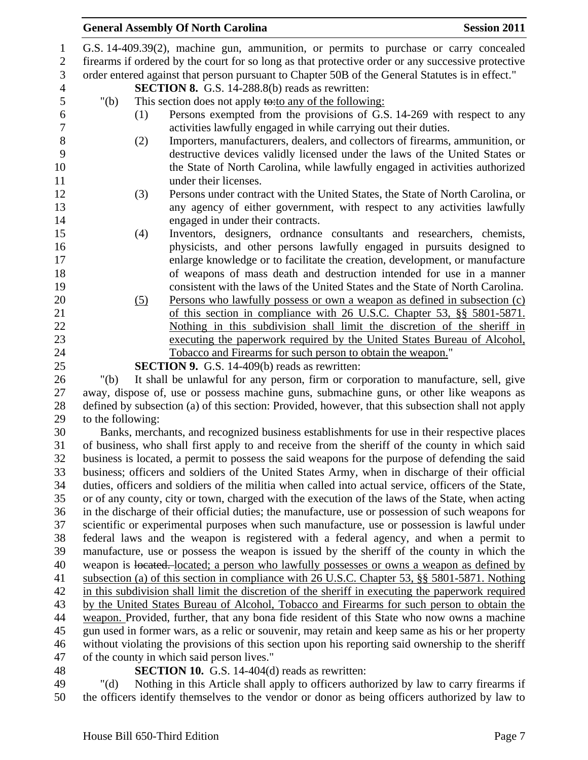G.S. 14-409.39(2), machine gun, ammunition, or permits to purchase or carry concealed firearms if ordered by the court for so long as that protective order or any successive protective order entered against that person pursuant to Chapter 50B of the General Statutes is in effect."

**SECTION 8.** G.S. 14-288.8(b) reads as rewritten:

"(b) This section does not apply ~~to:~~to any of the following:

(1) Persons exempted from the provisions of G.S. 14-269 with respect to any activities lawfully engaged in while carrying out their duties.

(2) Importers, manufacturers, dealers, and collectors of firearms, ammunition, or destructive devices validly licensed under the laws of the United States or the State of North Carolina, while lawfully engaged in activities authorized under their licenses.

(3) Persons under contract with the United States, the State of North Carolina, or any agency of either government, with respect to any activities lawfully engaged in under their contracts.

(4) Inventors, designers, ordnance consultants and researchers, chemists, physicists, and other persons lawfully engaged in pursuits designed to enlarge knowledge or to facilitate the creation, development, or manufacture of weapons of mass death and destruction intended for use in a manner consistent with the laws of the United States and the State of North Carolina.

<u>(5) Persons who lawfully possess or own a weapon as defined in subsection (c) of this section in compliance with 26 U.S.C. Chapter 53, §§ 5801-5871. Nothing in this subdivision shall limit the discretion of the sheriff in executing the paperwork required by the United States Bureau of Alcohol, Tobacco and Firearms for such person to obtain the weapon.</u>"

**SECTION 9.** G.S. 14-409(b) reads as rewritten:

"(b) It shall be unlawful for any person, firm or corporation to manufacture, sell, give away, dispose of, use or possess machine guns, submachine guns, or other like weapons as defined by subsection (a) of this section: Provided, however, that this subsection shall not apply to the following:

Banks, merchants, and recognized business establishments for use in their respective places of business, who shall first apply to and receive from the sheriff of the county in which said business is located, a permit to possess the said weapons for the purpose of defending the said business; officers and soldiers of the United States Army, when in discharge of their official duties, officers and soldiers of the militia when called into actual service, officers of the State, or of any county, city or town, charged with the execution of the laws of the State, when acting in the discharge of their official duties; the manufacture, use or possession of such weapons for scientific or experimental purposes when such manufacture, use or possession is lawful under federal laws and the weapon is registered with a federal agency, and when a permit to manufacture, use or possess the weapon is issued by the sheriff of the county in which the weapon is ~~located.~~ <u>located; a person who lawfully possesses or owns a weapon as defined by subsection (a) of this section in compliance with 26 U.S.C. Chapter 53, §§ 5801-5871. Nothing in this subdivision shall limit the discretion of the sheriff in executing the paperwork required by the United States Bureau of Alcohol, Tobacco and Firearms for such person to obtain the weapon.</u> Provided, further, that any bona fide resident of this State who now owns a machine gun used in former wars, as a relic or souvenir, may retain and keep same as his or her property without violating the provisions of this section upon his reporting said ownership to the sheriff of the county in which said person lives."

**SECTION 10.** G.S. 14-404(d) reads as rewritten:

"(d) Nothing in this Article shall apply to officers authorized by law to carry firearms if the officers identify themselves to the vendor or donor as being officers authorized by law to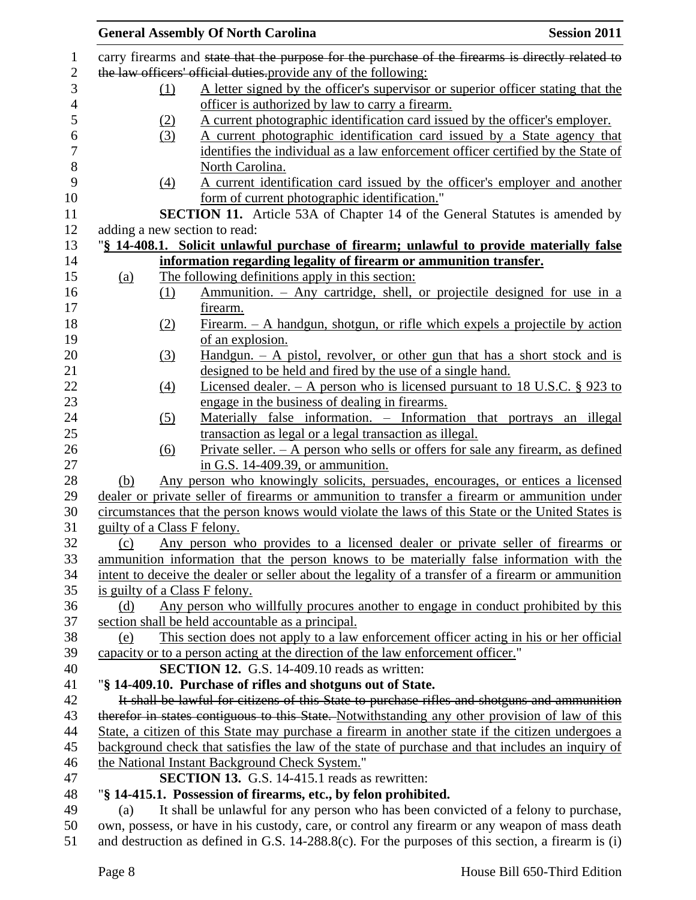carry firearms and ~~state that the purpose for the purchase of the firearms is directly related to the law officers' official duties.~~<u>provide any of the following:</u>

<u>(1) A letter signed by the officer's supervisor or superior officer stating that the officer is authorized by law to carry a firearm.</u>

<u>(2) A current photographic identification card issued by the officer's employer.</u>

<u>(3) A current photographic identification card issued by a State agency that identifies the individual as a law enforcement officer certified by the State of North Carolina.</u>

<u>(4) A current identification card issued by the officer's employer and another form of current photographic identification.</u>"

**SECTION 11.** Article 53A of Chapter 14 of the General Statutes is amended by adding a new section to read:

"**<u>§ 14-408.1. Solicit unlawful purchase of firearm; unlawful to provide materially false information regarding legality of firearm or ammunition transfer.</u>**

<u>(a) The following definitions apply in this section:</u>

<u>(1) Ammunition. – Any cartridge, shell, or projectile designed for use in a firearm.</u>

<u>(2) Firearm. – A handgun, shotgun, or rifle which expels a projectile by action of an explosion.</u>

<u>(3) Handgun. – A pistol, revolver, or other gun that has a short stock and is designed to be held and fired by the use of a single hand.</u>

<u>(4) Licensed dealer. – A person who is licensed pursuant to 18 U.S.C. § 923 to engage in the business of dealing in firearms.</u>

<u>(5) Materially false information. – Information that portrays an illegal transaction as legal or a legal transaction as illegal.</u>

<u>(6) Private seller. – A person who sells or offers for sale any firearm, as defined in G.S. 14-409.39, or ammunition.</u>

<u>(b) Any person who knowingly solicits, persuades, encourages, or entices a licensed dealer or private seller of firearms or ammunition to transfer a firearm or ammunition under circumstances that the person knows would violate the laws of this State or the United States is guilty of a Class F felony.</u>

<u>(c) Any person who provides to a licensed dealer or private seller of firearms or ammunition information that the person knows to be materially false information with the intent to deceive the dealer or seller about the legality of a transfer of a firearm or ammunition is guilty of a Class F felony.</u>

<u>(d) Any person who willfully procures another to engage in conduct prohibited by this section shall be held accountable as a principal.</u>

<u>(e) This section does not apply to a law enforcement officer acting in his or her official capacity or to a person acting at the direction of the law enforcement officer.</u>"

**SECTION 12.** G.S. 14-409.10 reads as written:

"**§ 14-409.10. Purchase of rifles and shotguns out of State.**

~~It shall be lawful for citizens of this State to purchase rifles and shotguns and ammunition therefor in states contiguous to this State.~~ <u>Notwithstanding any other provision of law of this State, a citizen of this State may purchase a firearm in another state if the citizen undergoes a background check that satisfies the law of the state of purchase and that includes an inquiry of the National Instant Background Check System.</u>"

**SECTION 13.** G.S. 14-415.1 reads as rewritten:

"**§ 14-415.1. Possession of firearms, etc., by felon prohibited.**

(a) It shall be unlawful for any person who has been convicted of a felony to purchase, own, possess, or have in his custody, care, or control any firearm or any weapon of mass death and destruction as defined in G.S. 14-288.8(c). For the purposes of this section, a firearm is (i)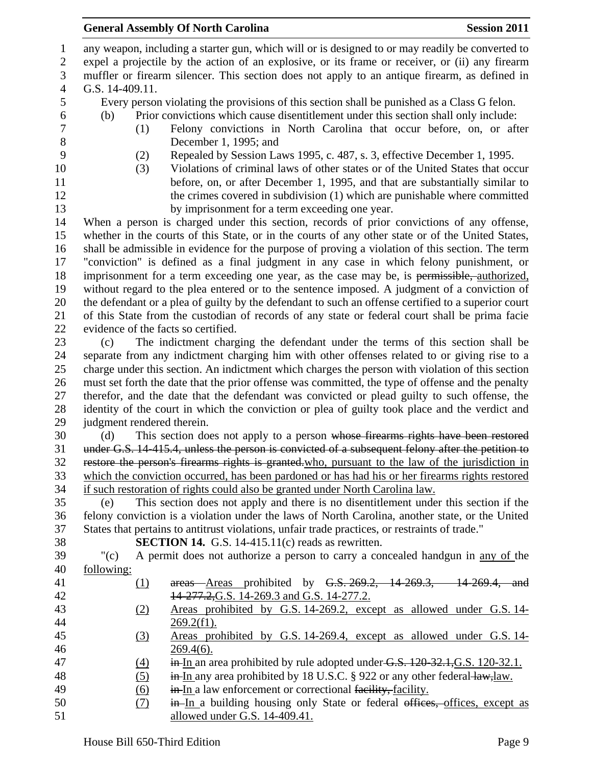any weapon, including a starter gun, which will or is designed to or may readily be converted to expel a projectile by the action of an explosive, or its frame or receiver, or (ii) any firearm muffler or firearm silencer. This section does not apply to an antique firearm, as defined in G.S. 14-409.11.

Every person violating the provisions of this section shall be punished as a Class G felon.

(b) Prior convictions which cause disentitlement under this section shall only include:

(1) Felony convictions in North Carolina that occur before, on, or after December 1, 1995; and

(2) Repealed by Session Laws 1995, c. 487, s. 3, effective December 1, 1995.

(3) Violations of criminal laws of other states or of the United States that occur before, on, or after December 1, 1995, and that are substantially similar to the crimes covered in subdivision (1) which are punishable where committed by imprisonment for a term exceeding one year.

When a person is charged under this section, records of prior convictions of any offense, whether in the courts of this State, or in the courts of any other state or of the United States, shall be admissible in evidence for the purpose of proving a violation of this section. The term "conviction" is defined as a final judgment in any case in which felony punishment, or imprisonment for a term exceeding one year, as the case may be, is ~~permissible,~~ authorized, without regard to the plea entered or to the sentence imposed. A judgment of a conviction of the defendant or a plea of guilty by the defendant to such an offense certified to a superior court of this State from the custodian of records of any state or federal court shall be prima facie evidence of the facts so certified.

(c) The indictment charging the defendant under the terms of this section shall be separate from any indictment charging him with other offenses related to or giving rise to a charge under this section. An indictment which charges the person with violation of this section must set forth the date that the prior offense was committed, the type of offense and the penalty therefor, and the date that the defendant was convicted or plead guilty to such offense, the identity of the court in which the conviction or plea of guilty took place and the verdict and judgment rendered therein.

(d) This section does not apply to a person ~~whose firearms rights have been restored under G.S. 14-415.4, unless the person is convicted of a subsequent felony after the petition to restore the person's firearms rights is granted.~~ who, pursuant to the law of the jurisdiction in which the conviction occurred, has been pardoned or has had his or her firearms rights restored if such restoration of rights could also be granted under North Carolina law.

(e) This section does not apply and there is no disentitlement under this section if the felony conviction is a violation under the laws of North Carolina, another state, or the United States that pertains to antitrust violations, unfair trade practices, or restraints of trade."

**SECTION 14.** G.S. 14-415.11(c) reads as rewritten.

"(c) A permit does not authorize a person to carry a concealed handgun in any of the following:

(1) ~~areas~~ Areas prohibited by ~~G.S. 269.2, 14-269.3, 14-269.4, and 14-277.2,~~ G.S. 14-269.3 and G.S. 14-277.2.

(2) Areas prohibited by G.S. 14-269.2, except as allowed under G.S. 14-269.2(f1).

(3) Areas prohibited by G.S. 14-269.4, except as allowed under G.S. 14-269.4(6).

(4) ~~in~~ In an area prohibited by rule adopted under ~~G.S. 120-32.1,~~ G.S. 120-32.1.

(5) ~~in~~ In any area prohibited by 18 U.S.C. § 922 or any other federal ~~law,~~ law.

(6) ~~in~~ In a law enforcement or correctional ~~facility,~~ facility.

(7) ~~in~~ In a building housing only State or federal ~~offices,~~ offices, except as allowed under G.S. 14-409.41.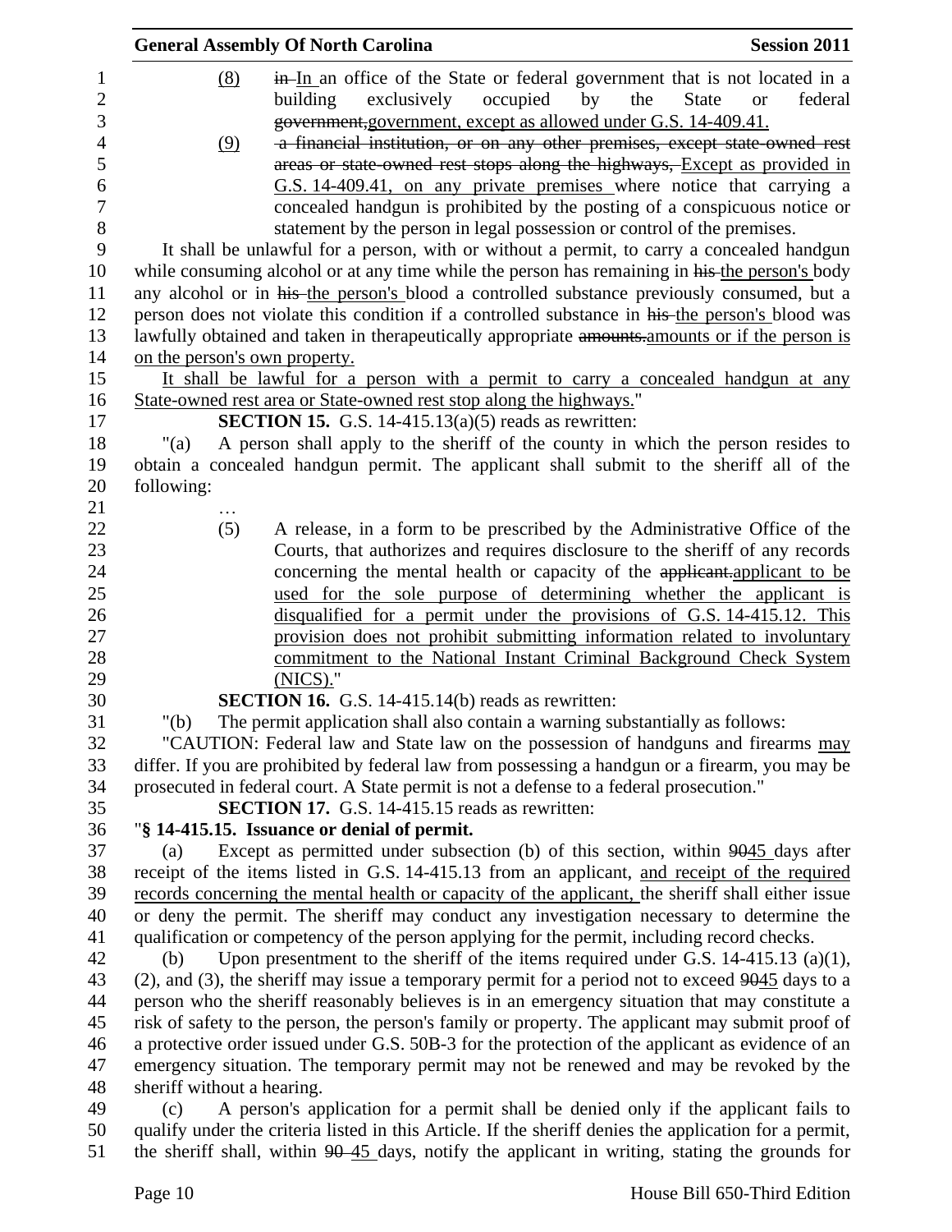(8) ~~in~~ In an office of the State or federal government that is not located in a building exclusively occupied by the State or federal ~~government,~~government, except as allowed under G.S. 14-409.41.

(9) ~~a financial institution, or on any other premises, except state-owned rest areas or state-owned rest stops along the highways,~~ Except as provided in G.S. 14-409.41, on any private premises where notice that carrying a concealed handgun is prohibited by the posting of a conspicuous notice or statement by the person in legal possession or control of the premises.

It shall be unlawful for a person, with or without a permit, to carry a concealed handgun while consuming alcohol or at any time while the person has remaining in ~~his~~ the person's body any alcohol or in ~~his~~ the person's blood a controlled substance previously consumed, but a person does not violate this condition if a controlled substance in ~~his~~ the person's blood was lawfully obtained and taken in therapeutically appropriate ~~amounts.~~amounts or if the person is on the person's own property.

It shall be lawful for a person with a permit to carry a concealed handgun at any State-owned rest area or State-owned rest stop along the highways."

**SECTION 15.** G.S. 14-415.13(a)(5) reads as rewritten:

"(a) A person shall apply to the sheriff of the county in which the person resides to obtain a concealed handgun permit. The applicant shall submit to the sheriff all of the following:

…

(5) A release, in a form to be prescribed by the Administrative Office of the Courts, that authorizes and requires disclosure to the sheriff of any records concerning the mental health or capacity of the ~~applicant.~~applicant to be used for the sole purpose of determining whether the applicant is disqualified for a permit under the provisions of G.S. 14-415.12. This provision does not prohibit submitting information related to involuntary commitment to the National Instant Criminal Background Check System (NICS)."

**SECTION 16.** G.S. 14-415.14(b) reads as rewritten:

"(b) The permit application shall also contain a warning substantially as follows:

"CAUTION: Federal law and State law on the possession of handguns and firearms may differ. If you are prohibited by federal law from possessing a handgun or a firearm, you may be prosecuted in federal court. A State permit is not a defense to a federal prosecution."

**SECTION 17.** G.S. 14-415.15 reads as rewritten:

"**§ 14-415.15. Issuance or denial of permit.**

(a) Except as permitted under subsection (b) of this section, within ~~90~~45 days after receipt of the items listed in G.S. 14-415.13 from an applicant, and receipt of the required records concerning the mental health or capacity of the applicant, the sheriff shall either issue or deny the permit. The sheriff may conduct any investigation necessary to determine the qualification or competency of the person applying for the permit, including record checks.

(b) Upon presentment to the sheriff of the items required under G.S. 14-415.13 (a)(1), (2), and (3), the sheriff may issue a temporary permit for a period not to exceed ~~90~~45 days to a person who the sheriff reasonably believes is in an emergency situation that may constitute a risk of safety to the person, the person's family or property. The applicant may submit proof of a protective order issued under G.S. 50B-3 for the protection of the applicant as evidence of an emergency situation. The temporary permit may not be renewed and may be revoked by the sheriff without a hearing.

(c) A person's application for a permit shall be denied only if the applicant fails to qualify under the criteria listed in this Article. If the sheriff denies the application for a permit, the sheriff shall, within ~~90~~ 45 days, notify the applicant in writing, stating the grounds for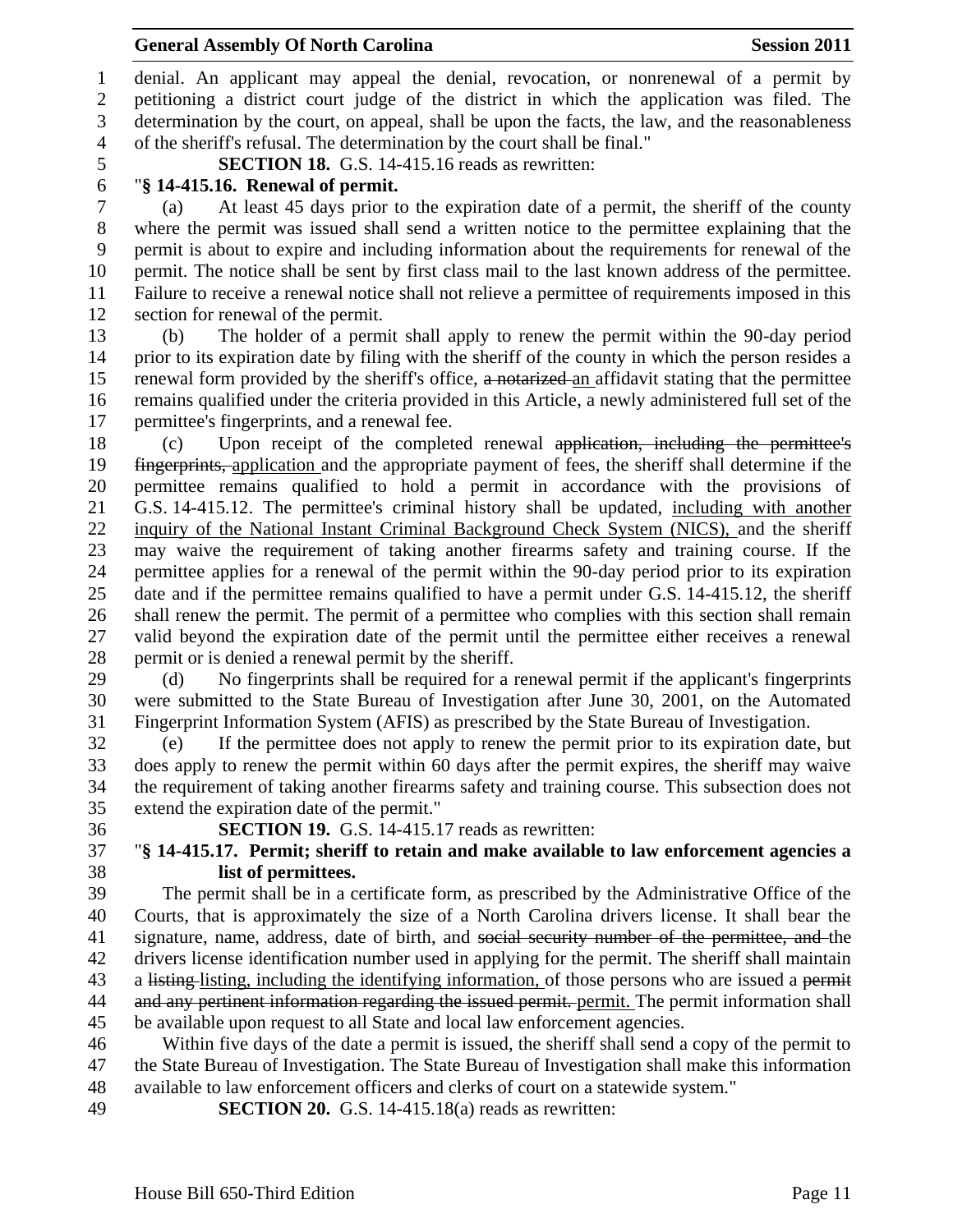denial. An applicant may appeal the denial, revocation, or nonrenewal of a permit by petitioning a district court judge of the district in which the application was filed. The determination by the court, on appeal, shall be upon the facts, the law, and the reasonableness of the sheriff's refusal. The determination by the court shall be final."

**SECTION 18.** G.S. 14-415.16 reads as rewritten:

"**§ 14-415.16. Renewal of permit.**

(a) At least 45 days prior to the expiration date of a permit, the sheriff of the county where the permit was issued shall send a written notice to the permittee explaining that the permit is about to expire and including information about the requirements for renewal of the permit. The notice shall be sent by first class mail to the last known address of the permittee. Failure to receive a renewal notice shall not relieve a permittee of requirements imposed in this section for renewal of the permit.

(b) The holder of a permit shall apply to renew the permit within the 90-day period prior to its expiration date by filing with the sheriff of the county in which the person resides a renewal form provided by the sheriff's office, ~~a notarized~~ <u>an</u> affidavit stating that the permittee remains qualified under the criteria provided in this Article, a newly administered full set of the permittee's fingerprints, and a renewal fee.

(c) Upon receipt of the completed renewal ~~application, including the permittee's fingerprints,~~ <u>application</u> and the appropriate payment of fees, the sheriff shall determine if the permittee remains qualified to hold a permit in accordance with the provisions of G.S. 14-415.12. The permittee's criminal history shall be updated, <u>including with another inquiry of the National Instant Criminal Background Check System (NICS),</u> and the sheriff may waive the requirement of taking another firearms safety and training course. If the permittee applies for a renewal of the permit within the 90-day period prior to its expiration date and if the permittee remains qualified to have a permit under G.S. 14-415.12, the sheriff shall renew the permit. The permit of a permittee who complies with this section shall remain valid beyond the expiration date of the permit until the permittee either receives a renewal permit or is denied a renewal permit by the sheriff.

(d) No fingerprints shall be required for a renewal permit if the applicant's fingerprints were submitted to the State Bureau of Investigation after June 30, 2001, on the Automated Fingerprint Information System (AFIS) as prescribed by the State Bureau of Investigation.

(e) If the permittee does not apply to renew the permit prior to its expiration date, but does apply to renew the permit within 60 days after the permit expires, the sheriff may waive the requirement of taking another firearms safety and training course. This subsection does not extend the expiration date of the permit."

**SECTION 19.** G.S. 14-415.17 reads as rewritten:

"**§ 14-415.17. Permit; sheriff to retain and make available to law enforcement agencies a list of permittees.**

The permit shall be in a certificate form, as prescribed by the Administrative Office of the Courts, that is approximately the size of a North Carolina drivers license. It shall bear the signature, name, address, date of birth, and ~~social security number of the permittee, and~~ the drivers license identification number used in applying for the permit. The sheriff shall maintain a ~~listing~~ <u>listing, including the identifying information,</u> of those persons who are issued a ~~permit and any pertinent information regarding the issued permit.~~ <u>permit.</u> The permit information shall be available upon request to all State and local law enforcement agencies.

Within five days of the date a permit is issued, the sheriff shall send a copy of the permit to the State Bureau of Investigation. The State Bureau of Investigation shall make this information available to law enforcement officers and clerks of court on a statewide system."

**SECTION 20.** G.S. 14-415.18(a) reads as rewritten: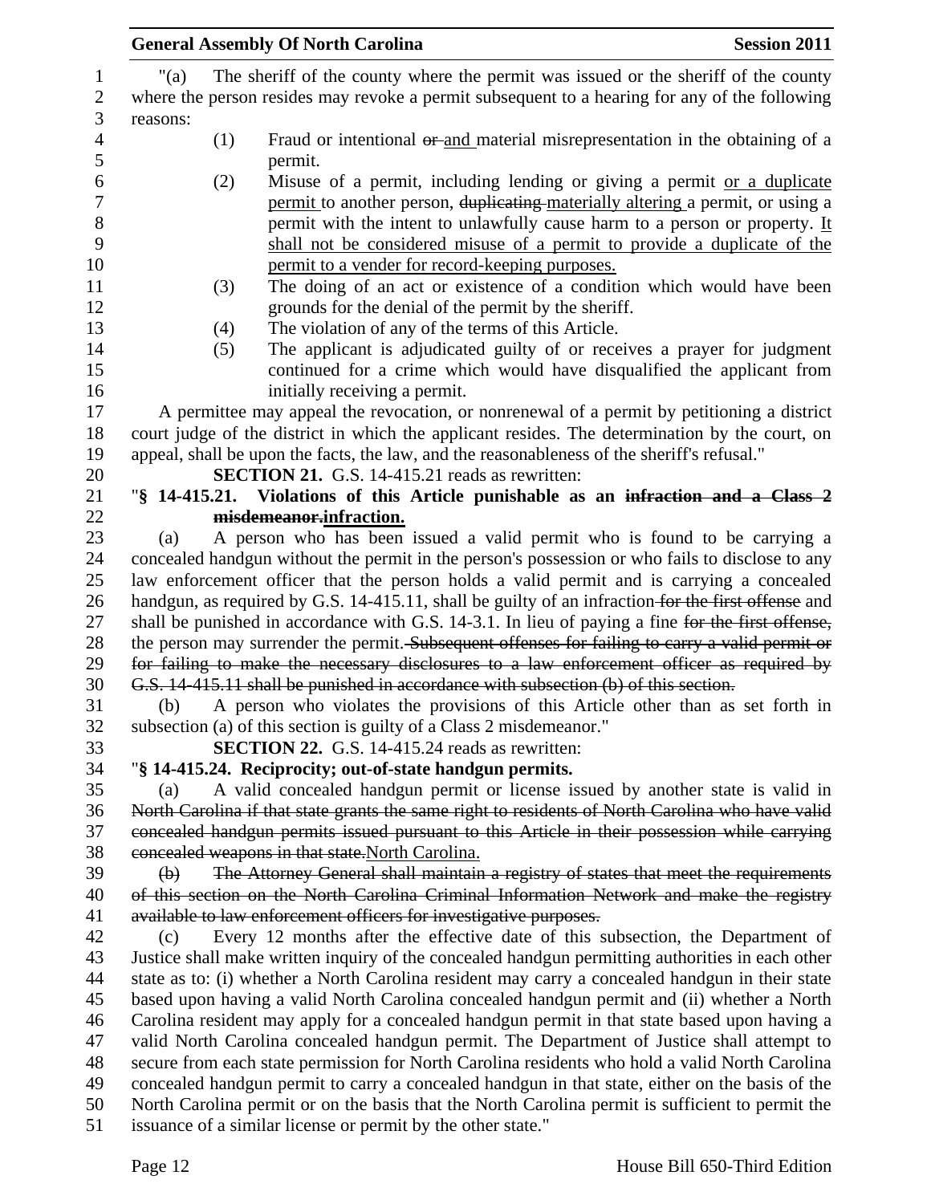"(a) The sheriff of the county where the permit was issued or the sheriff of the county where the person resides may revoke a permit subsequent to a hearing for any of the following reasons:

(1) Fraud or intentional ~~or~~ and material misrepresentation in the obtaining of a permit.

(2) Misuse of a permit, including lending or giving a permit or a duplicate permit to another person, ~~duplicating~~ materially altering a permit, or using a permit with the intent to unlawfully cause harm to a person or property. It shall not be considered misuse of a permit to provide a duplicate of the permit to a vender for record-keeping purposes.

(3) The doing of an act or existence of a condition which would have been grounds for the denial of the permit by the sheriff.

(4) The violation of any of the terms of this Article.

(5) The applicant is adjudicated guilty of or receives a prayer for judgment continued for a crime which would have disqualified the applicant from initially receiving a permit.

A permittee may appeal the revocation, or nonrenewal of a permit by petitioning a district court judge of the district in which the applicant resides. The determination by the court, on appeal, shall be upon the facts, the law, and the reasonableness of the sheriff's refusal."

**SECTION 21.** G.S. 14-415.21 reads as rewritten:

"**§ 14-415.21. Violations of this Article punishable as an ~~infraction and a Class 2 misdemeanor.~~infraction.**

(a) A person who has been issued a valid permit who is found to be carrying a concealed handgun without the permit in the person's possession or who fails to disclose to any law enforcement officer that the person holds a valid permit and is carrying a concealed handgun, as required by G.S. 14-415.11, shall be guilty of an infraction ~~for the first offense~~ and shall be punished in accordance with G.S. 14-3.1. In lieu of paying a fine ~~for the first offense,~~ the person may surrender the permit. ~~Subsequent offenses for failing to carry a valid permit or for failing to make the necessary disclosures to a law enforcement officer as required by G.S. 14-415.11 shall be punished in accordance with subsection (b) of this section.~~

(b) A person who violates the provisions of this Article other than as set forth in subsection (a) of this section is guilty of a Class 2 misdemeanor."

**SECTION 22.** G.S. 14-415.24 reads as rewritten:

"**§ 14-415.24. Reciprocity; out-of-state handgun permits.**

(a) A valid concealed handgun permit or license issued by another state is valid in ~~North Carolina if that state grants the same right to residents of North Carolina who have valid concealed handgun permits issued pursuant to this Article in their possession while carrying concealed weapons in that state.~~North Carolina.

~~(b) The Attorney General shall maintain a registry of states that meet the requirements of this section on the North Carolina Criminal Information Network and make the registry available to law enforcement officers for investigative purposes.~~

(c) Every 12 months after the effective date of this subsection, the Department of Justice shall make written inquiry of the concealed handgun permitting authorities in each other state as to: (i) whether a North Carolina resident may carry a concealed handgun in their state based upon having a valid North Carolina concealed handgun permit and (ii) whether a North Carolina resident may apply for a concealed handgun permit in that state based upon having a valid North Carolina concealed handgun permit. The Department of Justice shall attempt to secure from each state permission for North Carolina residents who hold a valid North Carolina concealed handgun permit to carry a concealed handgun in that state, either on the basis of the North Carolina permit or on the basis that the North Carolina permit is sufficient to permit the issuance of a similar license or permit by the other state."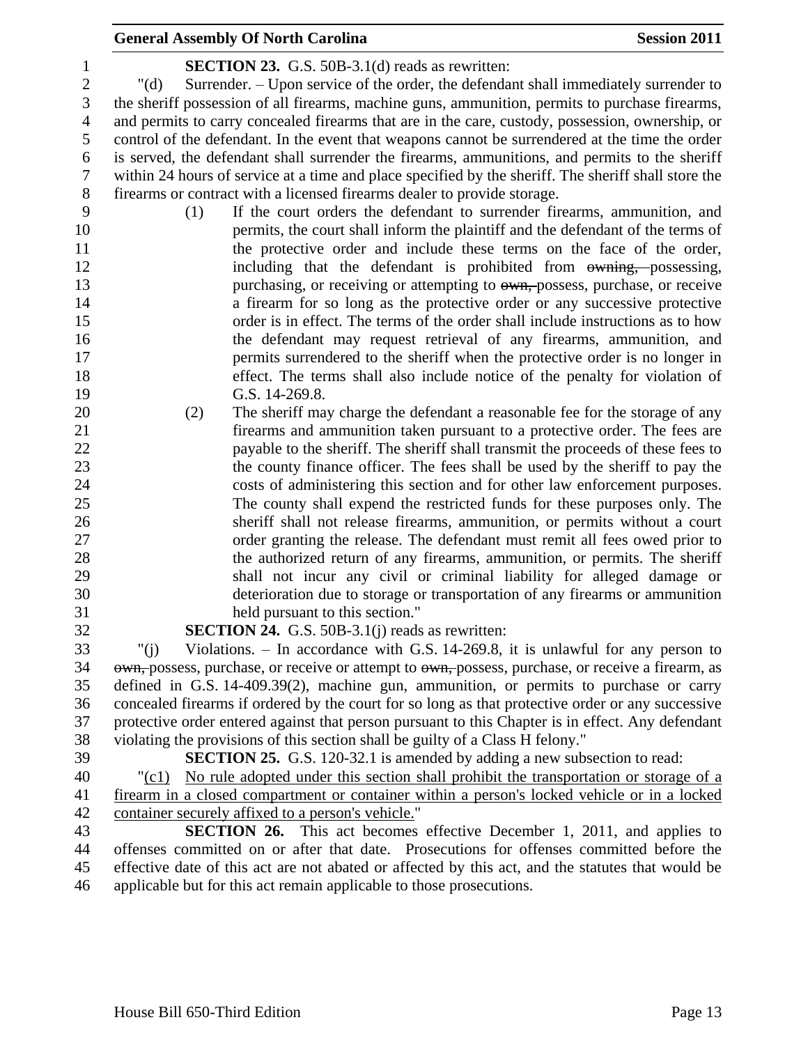**SECTION 23.** G.S. 50B-3.1(d) reads as rewritten:

"(d) Surrender. – Upon service of the order, the defendant shall immediately surrender to the sheriff possession of all firearms, machine guns, ammunition, permits to purchase firearms, and permits to carry concealed firearms that are in the care, custody, possession, ownership, or control of the defendant. In the event that weapons cannot be surrendered at the time the order is served, the defendant shall surrender the firearms, ammunitions, and permits to the sheriff within 24 hours of service at a time and place specified by the sheriff. The sheriff shall store the firearms or contract with a licensed firearms dealer to provide storage.

(1) If the court orders the defendant to surrender firearms, ammunition, and permits, the court shall inform the plaintiff and the defendant of the terms of the protective order and include these terms on the face of the order, including that the defendant is prohibited from ~~owning,~~ possessing, purchasing, or receiving or attempting to ~~own,~~ possess, purchase, or receive a firearm for so long as the protective order or any successive protective order is in effect. The terms of the order shall include instructions as to how the defendant may request retrieval of any firearms, ammunition, and permits surrendered to the sheriff when the protective order is no longer in effect. The terms shall also include notice of the penalty for violation of G.S. 14-269.8.

(2) The sheriff may charge the defendant a reasonable fee for the storage of any firearms and ammunition taken pursuant to a protective order. The fees are payable to the sheriff. The sheriff shall transmit the proceeds of these fees to the county finance officer. The fees shall be used by the sheriff to pay the costs of administering this section and for other law enforcement purposes. The county shall expend the restricted funds for these purposes only. The sheriff shall not release firearms, ammunition, or permits without a court order granting the release. The defendant must remit all fees owed prior to the authorized return of any firearms, ammunition, or permits. The sheriff shall not incur any civil or criminal liability for alleged damage or deterioration due to storage or transportation of any firearms or ammunition held pursuant to this section."

**SECTION 24.** G.S. 50B-3.1(j) reads as rewritten:

"(j) Violations. – In accordance with G.S. 14-269.8, it is unlawful for any person to ~~own,~~ possess, purchase, or receive or attempt to ~~own,~~ possess, purchase, or receive a firearm, as defined in G.S. 14-409.39(2), machine gun, ammunition, or permits to purchase or carry concealed firearms if ordered by the court for so long as that protective order or any successive protective order entered against that person pursuant to this Chapter is in effect. Any defendant violating the provisions of this section shall be guilty of a Class H felony."

**SECTION 25.** G.S. 120-32.1 is amended by adding a new subsection to read:

"<u>(c1) No rule adopted under this section shall prohibit the transportation or storage of a firearm in a closed compartment or container within a person's locked vehicle or in a locked container securely affixed to a person's vehicle.</u>"

**SECTION 26.** This act becomes effective December 1, 2011, and applies to offenses committed on or after that date. Prosecutions for offenses committed before the effective date of this act are not abated or affected by this act, and the statutes that would be applicable but for this act remain applicable to those prosecutions.